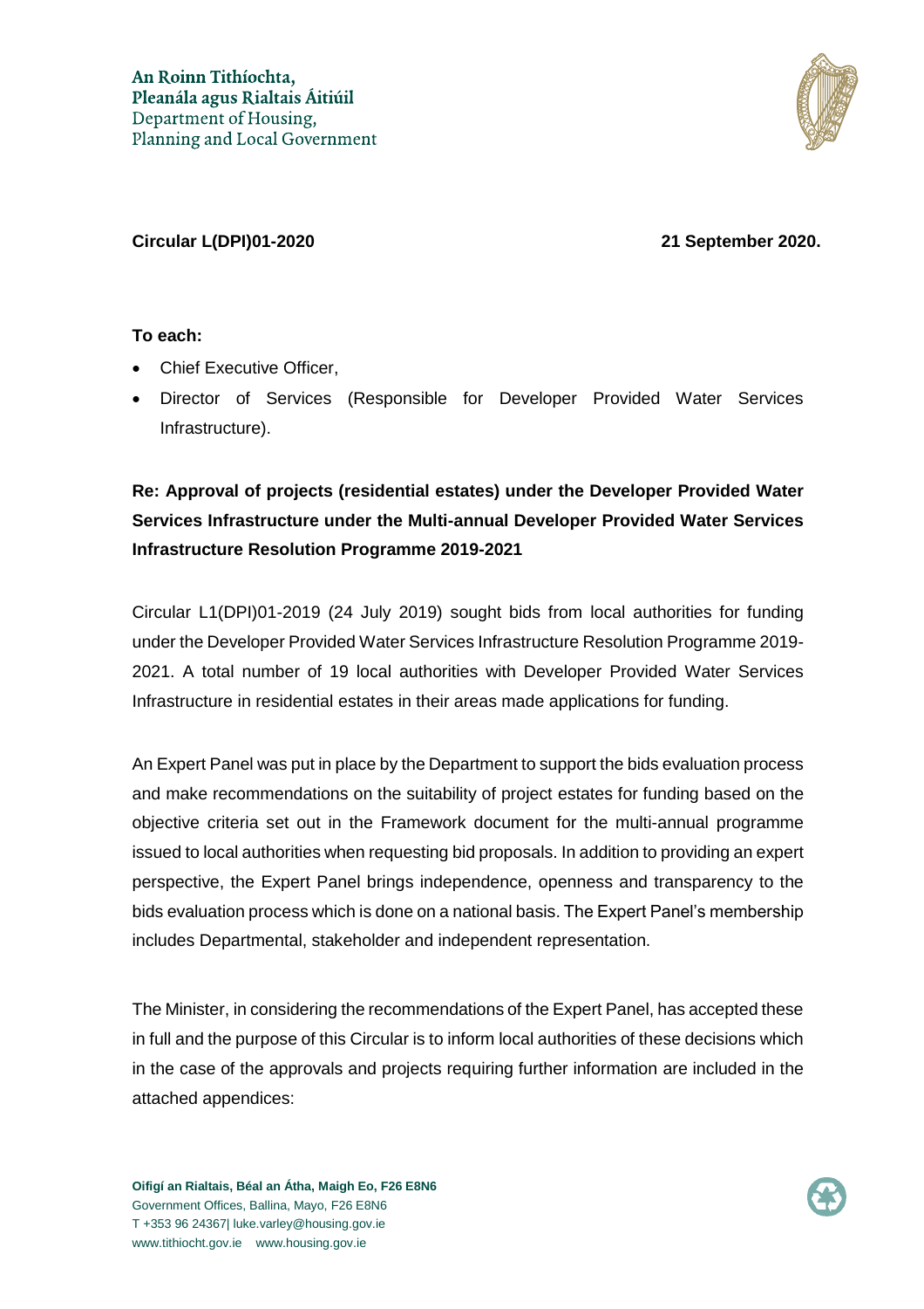An Roinn Tithíochta,
Pleanála agus Rialtais Áitiúil
Department of Housing,
Planning and Local Government

**Circular L(DPI)01-2020** **21 September 2020.**

**To each:**

- Chief Executive Officer,
- Director of Services (Responsible for Developer Provided Water Services Infrastructure).

**Re: Approval of projects (residential estates) under the Developer Provided Water Services Infrastructure under the Multi-annual Developer Provided Water Services Infrastructure Resolution Programme 2019-2021**

Circular L1(DPI)01-2019 (24 July 2019) sought bids from local authorities for funding under the Developer Provided Water Services Infrastructure Resolution Programme 2019-2021. A total number of 19 local authorities with Developer Provided Water Services Infrastructure in residential estates in their areas made applications for funding.

An Expert Panel was put in place by the Department to support the bids evaluation process and make recommendations on the suitability of project estates for funding based on the objective criteria set out in the Framework document for the multi-annual programme issued to local authorities when requesting bid proposals. In addition to providing an expert perspective, the Expert Panel brings independence, openness and transparency to the bids evaluation process which is done on a national basis. The Expert Panel's membership includes Departmental, stakeholder and independent representation.

The Minister, in considering the recommendations of the Expert Panel, has accepted these in full and the purpose of this Circular is to inform local authorities of these decisions which in the case of the approvals and projects requiring further information are included in the attached appendices:

**Oifigí an Rialtais, Béal an Átha, Maigh Eo, F26 E8N6**
Government Offices, Ballina, Mayo, F26 E8N6
T +353 96 24367| luke.varley@housing.gov.ie
www.tithiocht.gov.ie www.housing.gov.ie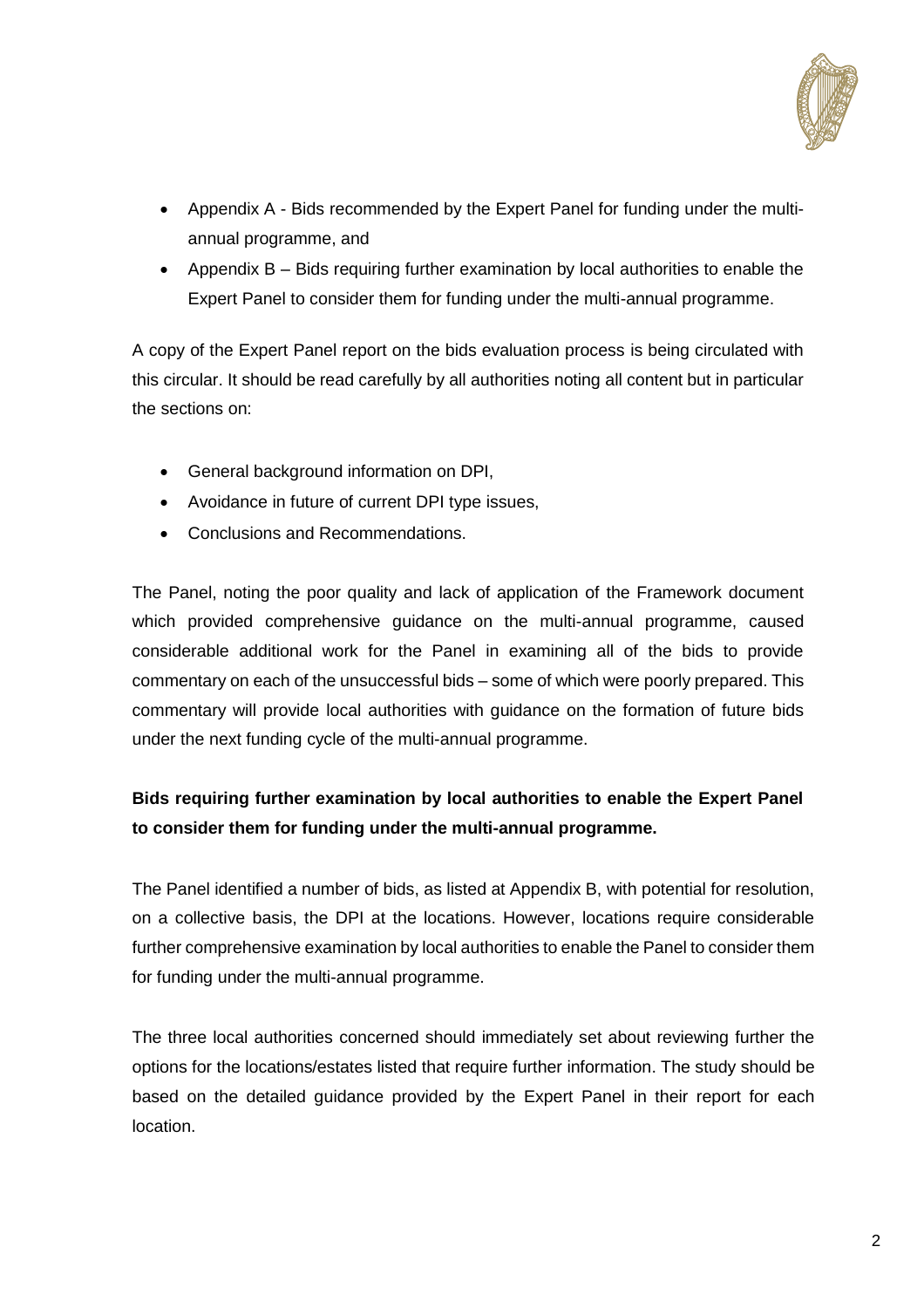- Appendix A - Bids recommended by the Expert Panel for funding under the multi-annual programme, and
- Appendix B – Bids requiring further examination by local authorities to enable the Expert Panel to consider them for funding under the multi-annual programme.

A copy of the Expert Panel report on the bids evaluation process is being circulated with this circular. It should be read carefully by all authorities noting all content but in particular the sections on:

- General background information on DPI,
- Avoidance in future of current DPI type issues,
- Conclusions and Recommendations.

The Panel, noting the poor quality and lack of application of the Framework document which provided comprehensive guidance on the multi-annual programme, caused considerable additional work for the Panel in examining all of the bids to provide commentary on each of the unsuccessful bids – some of which were poorly prepared. This commentary will provide local authorities with guidance on the formation of future bids under the next funding cycle of the multi-annual programme.

**Bids requiring further examination by local authorities to enable the Expert Panel to consider them for funding under the multi-annual programme.**

The Panel identified a number of bids, as listed at Appendix B, with potential for resolution, on a collective basis, the DPI at the locations. However, locations require considerable further comprehensive examination by local authorities to enable the Panel to consider them for funding under the multi-annual programme.

The three local authorities concerned should immediately set about reviewing further the options for the locations/estates listed that require further information. The study should be based on the detailed guidance provided by the Expert Panel in their report for each location.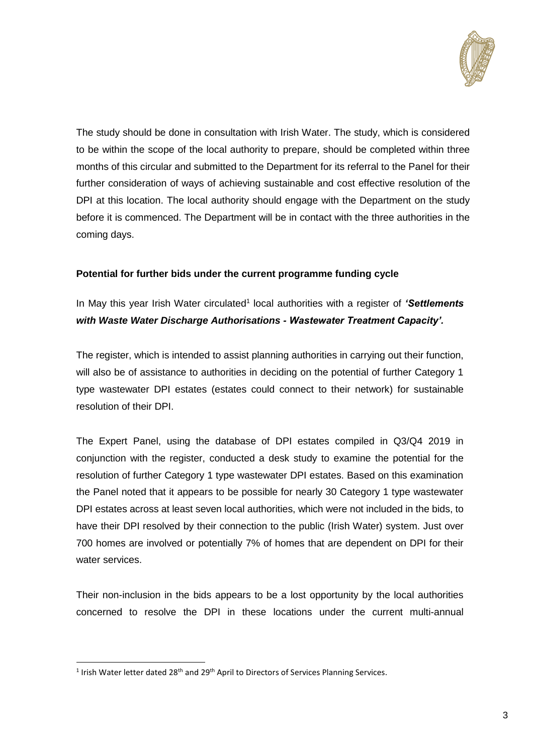The study should be done in consultation with Irish Water. The study, which is considered to be within the scope of the local authority to prepare, should be completed within three months of this circular and submitted to the Department for its referral to the Panel for their further consideration of ways of achieving sustainable and cost effective resolution of the DPI at this location. The local authority should engage with the Department on the study before it is commenced. The Department will be in contact with the three authorities in the coming days.

**Potential for further bids under the current programme funding cycle**

In May this year Irish Water circulated[1] local authorities with a register of ***'Settlements with Waste Water Discharge Authorisations - Wastewater Treatment Capacity'.***

The register, which is intended to assist planning authorities in carrying out their function, will also be of assistance to authorities in deciding on the potential of further Category 1 type wastewater DPI estates (estates could connect to their network) for sustainable resolution of their DPI.

The Expert Panel, using the database of DPI estates compiled in Q3/Q4 2019 in conjunction with the register, conducted a desk study to examine the potential for the resolution of further Category 1 type wastewater DPI estates. Based on this examination the Panel noted that it appears to be possible for nearly 30 Category 1 type wastewater DPI estates across at least seven local authorities, which were not included in the bids, to have their DPI resolved by their connection to the public (Irish Water) system. Just over 700 homes are involved or potentially 7% of homes that are dependent on DPI for their water services.

Their non-inclusion in the bids appears to be a lost opportunity by the local authorities concerned to resolve the DPI in these locations under the current multi-annual

[1] Irish Water letter dated 28th and 29th April to Directors of Services Planning Services.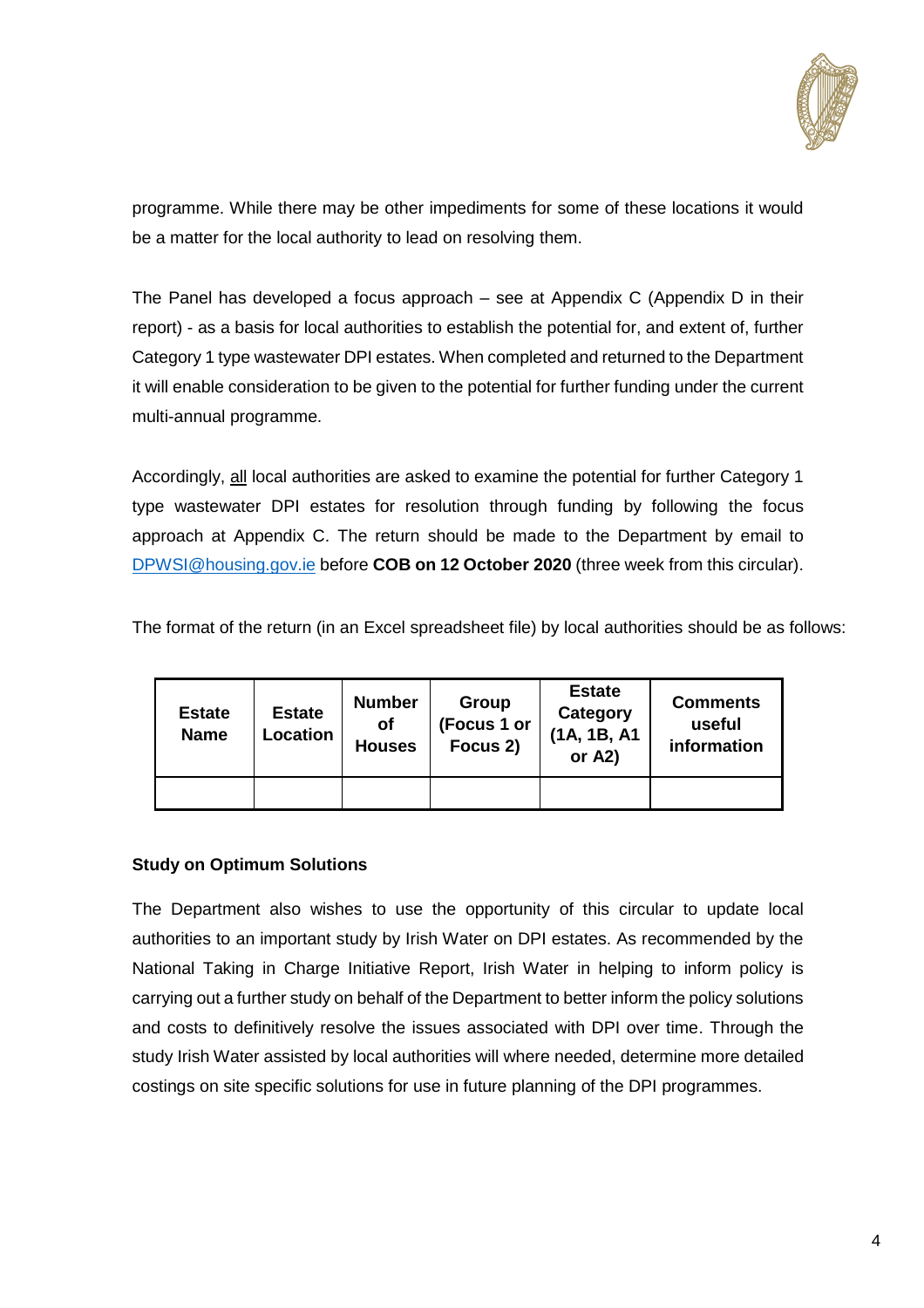programme. While there may be other impediments for some of these locations it would be a matter for the local authority to lead on resolving them.

The Panel has developed a focus approach – see at Appendix C (Appendix D in their report) - as a basis for local authorities to establish the potential for, and extent of, further Category 1 type wastewater DPI estates. When completed and returned to the Department it will enable consideration to be given to the potential for further funding under the current multi-annual programme.

Accordingly, all local authorities are asked to examine the potential for further Category 1 type wastewater DPI estates for resolution through funding by following the focus approach at Appendix C. The return should be made to the Department by email to DPWSI@housing.gov.ie before **COB on 12 October 2020** (three week from this circular).

The format of the return (in an Excel spreadsheet file) by local authorities should be as follows:

| Estate Name | Estate Location | Number of Houses | Group (Focus 1 or Focus 2) | Estate Category (1A, 1B, A1 or A2) | Comments useful information |
|---|---|---|---|---|---|
| | | | | | |

**Study on Optimum Solutions**

The Department also wishes to use the opportunity of this circular to update local authorities to an important study by Irish Water on DPI estates. As recommended by the National Taking in Charge Initiative Report, Irish Water in helping to inform policy is carrying out a further study on behalf of the Department to better inform the policy solutions and costs to definitively resolve the issues associated with DPI over time. Through the study Irish Water assisted by local authorities will where needed, determine more detailed costings on site specific solutions for use in future planning of the DPI programmes.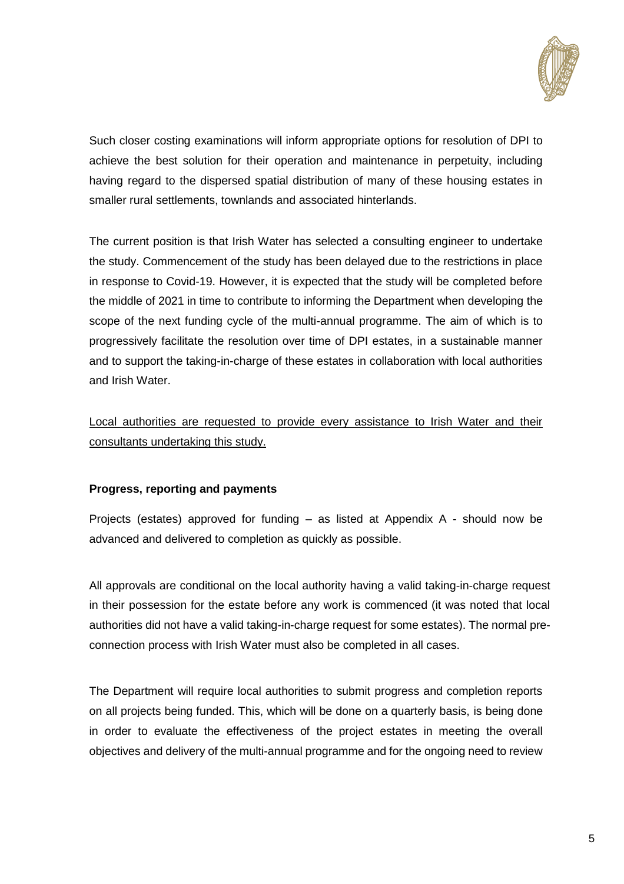Such closer costing examinations will inform appropriate options for resolution of DPI to achieve the best solution for their operation and maintenance in perpetuity, including having regard to the dispersed spatial distribution of many of these housing estates in smaller rural settlements, townlands and associated hinterlands.

The current position is that Irish Water has selected a consulting engineer to undertake the study. Commencement of the study has been delayed due to the restrictions in place in response to Covid-19. However, it is expected that the study will be completed before the middle of 2021 in time to contribute to informing the Department when developing the scope of the next funding cycle of the multi-annual programme. The aim of which is to progressively facilitate the resolution over time of DPI estates, in a sustainable manner and to support the taking-in-charge of these estates in collaboration with local authorities and Irish Water.

<u>Local authorities are requested to provide every assistance to Irish Water and their consultants undertaking this study.</u>

**Progress, reporting and payments**

Projects (estates) approved for funding – as listed at Appendix A - should now be advanced and delivered to completion as quickly as possible.

All approvals are conditional on the local authority having a valid taking-in-charge request in their possession for the estate before any work is commenced (it was noted that local authorities did not have a valid taking-in-charge request for some estates). The normal pre-connection process with Irish Water must also be completed in all cases.

The Department will require local authorities to submit progress and completion reports on all projects being funded. This, which will be done on a quarterly basis, is being done in order to evaluate the effectiveness of the project estates in meeting the overall objectives and delivery of the multi-annual programme and for the ongoing need to review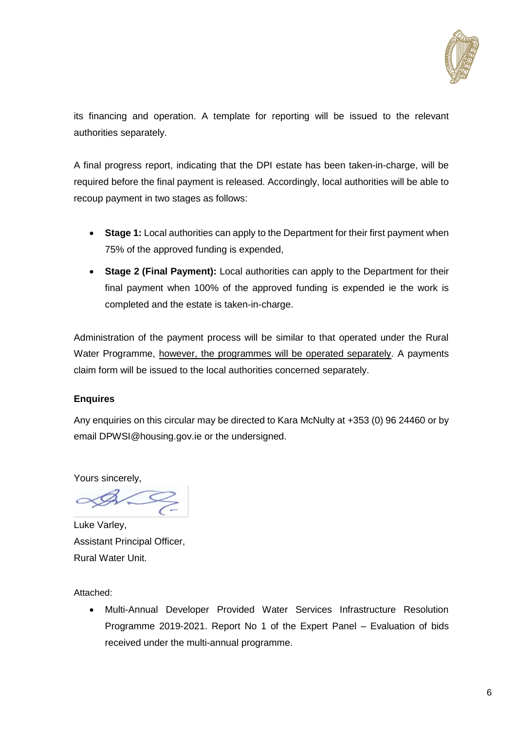its financing and operation. A template for reporting will be issued to the relevant authorities separately.

A final progress report, indicating that the DPI estate has been taken-in-charge, will be required before the final payment is released. Accordingly, local authorities will be able to recoup payment in two stages as follows:

- **Stage 1:** Local authorities can apply to the Department for their first payment when 75% of the approved funding is expended,
- **Stage 2 (Final Payment):** Local authorities can apply to the Department for their final payment when 100% of the approved funding is expended ie the work is completed and the estate is taken-in-charge.

Administration of the payment process will be similar to that operated under the Rural Water Programme, <u>however, the programmes will be operated separately</u>. A payments claim form will be issued to the local authorities concerned separately.

### Enquires

Any enquiries on this circular may be directed to Kara McNulty at +353 (0) 96 24460 or by email DPWSI@housing.gov.ie or the undersigned.

Yours sincerely,

Luke Varley,
Assistant Principal Officer,
Rural Water Unit.

Attached:

- Multi-Annual Developer Provided Water Services Infrastructure Resolution Programme 2019-2021. Report No 1 of the Expert Panel – Evaluation of bids received under the multi-annual programme.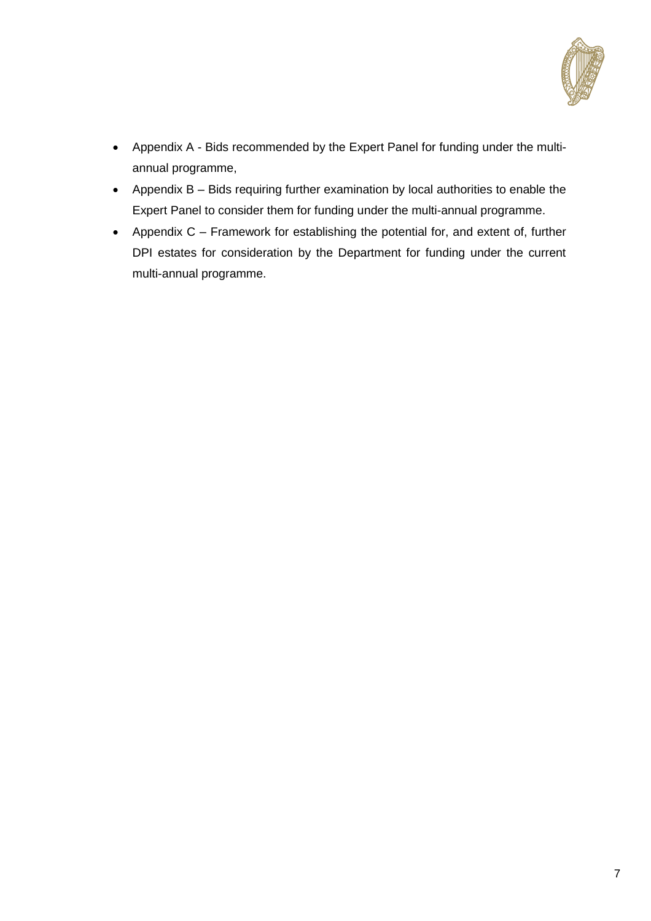- Appendix A - Bids recommended by the Expert Panel for funding under the multi-annual programme,
- Appendix B – Bids requiring further examination by local authorities to enable the Expert Panel to consider them for funding under the multi-annual programme.
- Appendix C – Framework for establishing the potential for, and extent of, further DPI estates for consideration by the Department for funding under the current multi-annual programme.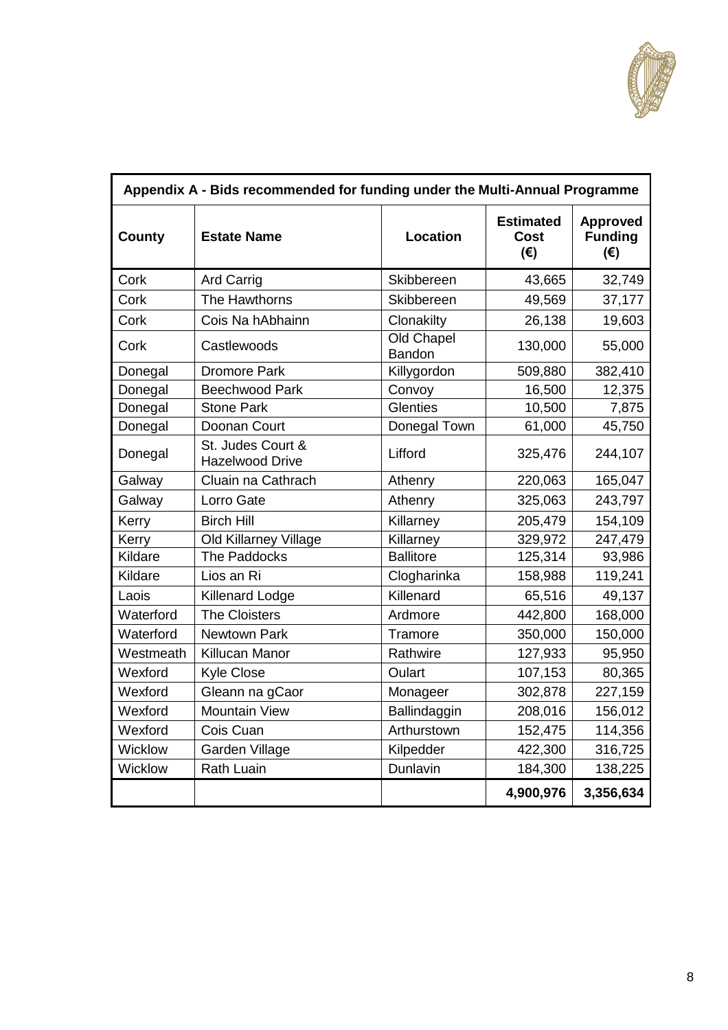| Appendix A - Bids recommended for funding under the Multi-Annual Programme | | | | |
|---|---|---|---|---|
| **County** | **Estate Name** | **Location** | **Estimated Cost (€)** | **Approved Funding (€)** |
| Cork | Ard Carrig | Skibbereen | 43,665 | 32,749 |
| Cork | The Hawthorns | Skibbereen | 49,569 | 37,177 |
| Cork | Cois Na hAbhainn | Clonakilty | 26,138 | 19,603 |
| Cork | Castlewoods | Old Chapel Bandon | 130,000 | 55,000 |
| Donegal | Dromore Park | Killygordon | 509,880 | 382,410 |
| Donegal | Beechwood Park | Convoy | 16,500 | 12,375 |
| Donegal | Stone Park | Glenties | 10,500 | 7,875 |
| Donegal | Doonan Court | Donegal Town | 61,000 | 45,750 |
| Donegal | St. Judes Court & Hazelwood Drive | Lifford | 325,476 | 244,107 |
| Galway | Cluain na Cathrach | Athenry | 220,063 | 165,047 |
| Galway | Lorro Gate | Athenry | 325,063 | 243,797 |
| Kerry | Birch Hill | Killarney | 205,479 | 154,109 |
| Kerry | Old Killarney Village | Killarney | 329,972 | 247,479 |
| Kildare | The Paddocks | Ballitore | 125,314 | 93,986 |
| Kildare | Lios an Ri | Clogharinka | 158,988 | 119,241 |
| Laois | Killenard Lodge | Killenard | 65,516 | 49,137 |
| Waterford | The Cloisters | Ardmore | 442,800 | 168,000 |
| Waterford | Newtown Park | Tramore | 350,000 | 150,000 |
| Westmeath | Killucan Manor | Rathwire | 127,933 | 95,950 |
| Wexford | Kyle Close | Oulart | 107,153 | 80,365 |
| Wexford | Gleann na gCaor | Monageer | 302,878 | 227,159 |
| Wexford | Mountain View | Ballindaggin | 208,016 | 156,012 |
| Wexford | Cois Cuan | Arthurstown | 152,475 | 114,356 |
| Wicklow | Garden Village | Kilpedder | 422,300 | 316,725 |
| Wicklow | Rath Luain | Dunlavin | 184,300 | 138,225 |
| | | | **4,900,976** | **3,356,634** |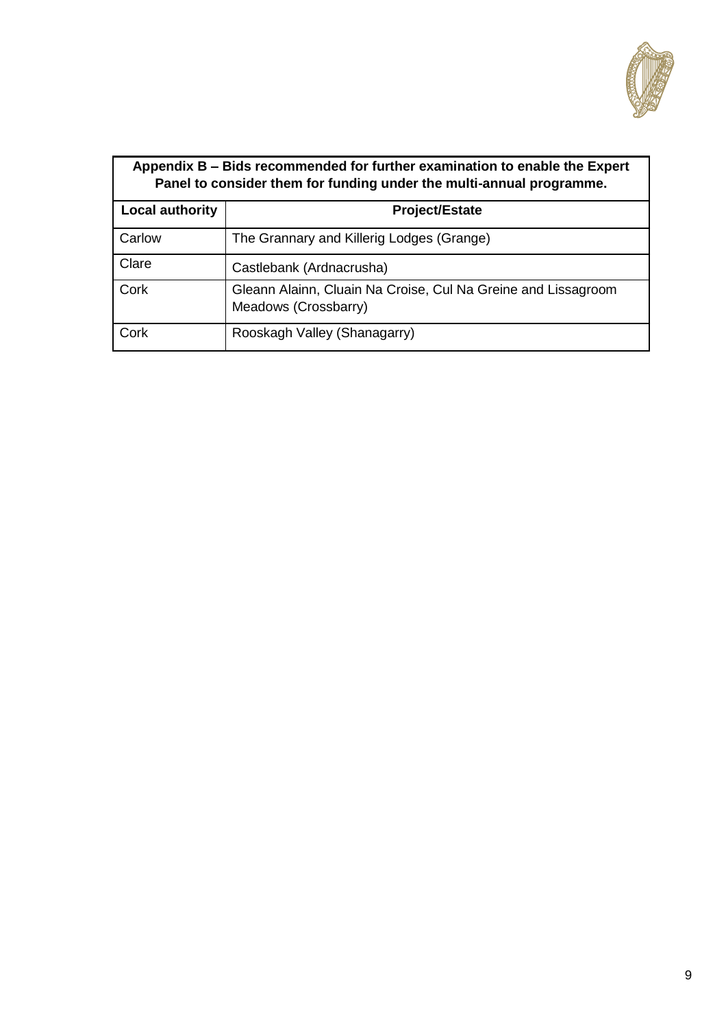| Appendix B – Bids recommended for further examination to enable the Expert Panel to consider them for funding under the multi-annual programme. | |
|---|---|
| **Local authority** | **Project/Estate** |
| Carlow | The Grannary and Killerig Lodges (Grange) |
| Clare | Castlebank (Ardnacrusha) |
| Cork | Gleann Alainn, Cluain Na Croise, Cul Na Greine and Lissagroom Meadows (Crossbarry) |
| Cork | Rooskagh Valley (Shanagarry) |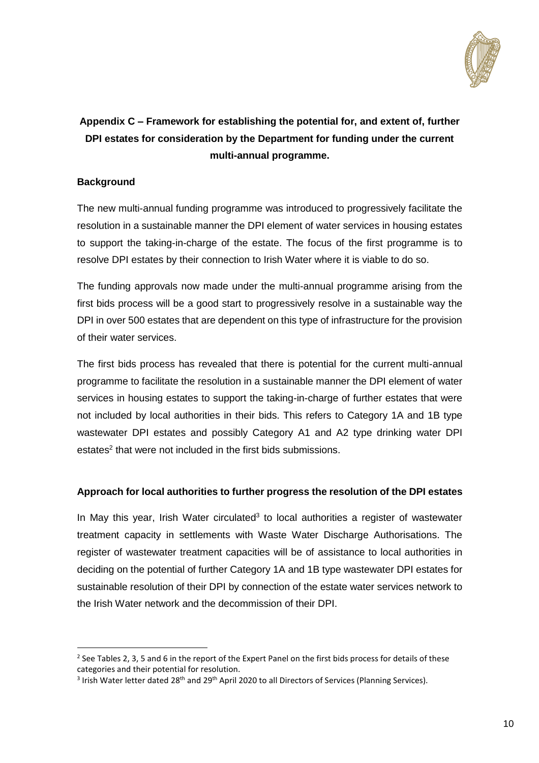## Appendix C – Framework for establishing the potential for, and extent of, further DPI estates for consideration by the Department for funding under the current multi-annual programme.

**Background**

The new multi-annual funding programme was introduced to progressively facilitate the resolution in a sustainable manner the DPI element of water services in housing estates to support the taking-in-charge of the estate. The focus of the first programme is to resolve DPI estates by their connection to Irish Water where it is viable to do so.

The funding approvals now made under the multi-annual programme arising from the first bids process will be a good start to progressively resolve in a sustainable way the DPI in over 500 estates that are dependent on this type of infrastructure for the provision of their water services.

The first bids process has revealed that there is potential for the current multi-annual programme to facilitate the resolution in a sustainable manner the DPI element of water services in housing estates to support the taking-in-charge of further estates that were not included by local authorities in their bids. This refers to Category 1A and 1B type wastewater DPI estates and possibly Category A1 and A2 type drinking water DPI estates[2] that were not included in the first bids submissions.

**Approach for local authorities to further progress the resolution of the DPI estates**

In May this year, Irish Water circulated[3] to local authorities a register of wastewater treatment capacity in settlements with Waste Water Discharge Authorisations. The register of wastewater treatment capacities will be of assistance to local authorities in deciding on the potential of further Category 1A and 1B type wastewater DPI estates for sustainable resolution of their DPI by connection of the estate water services network to the Irish Water network and the decommission of their DPI.

---

[2] See Tables 2, 3, 5 and 6 in the report of the Expert Panel on the first bids process for details of these categories and their potential for resolution.

[3] Irish Water letter dated 28th and 29th April 2020 to all Directors of Services (Planning Services).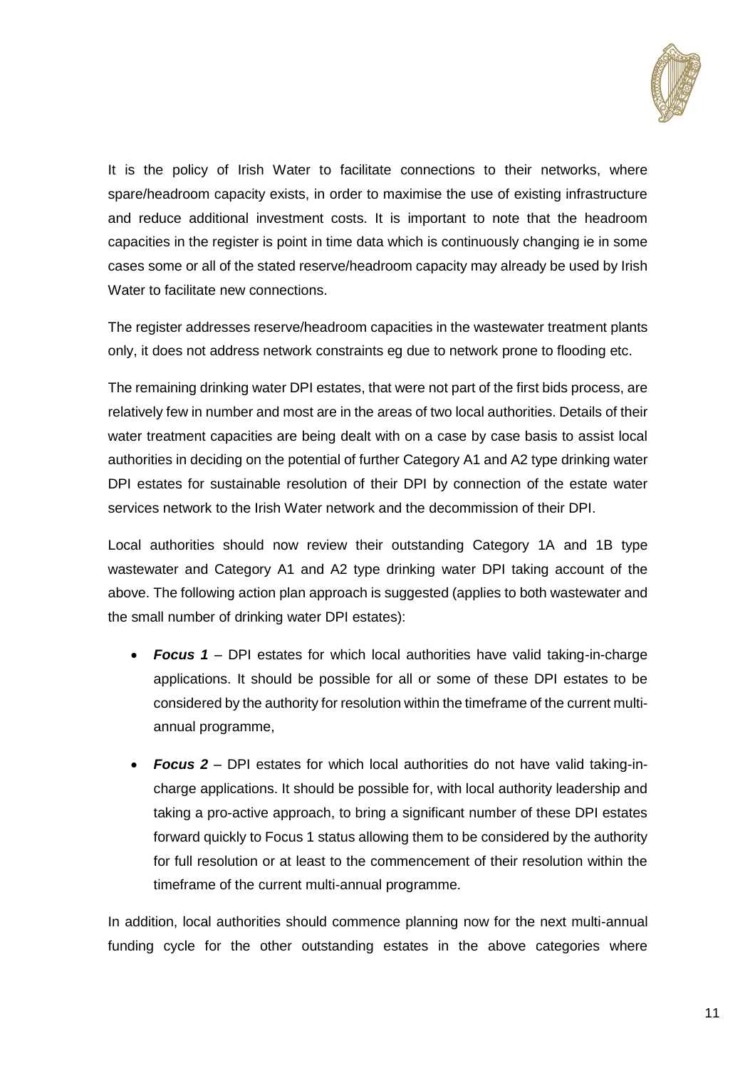It is the policy of Irish Water to facilitate connections to their networks, where spare/headroom capacity exists, in order to maximise the use of existing infrastructure and reduce additional investment costs. It is important to note that the headroom capacities in the register is point in time data which is continuously changing ie in some cases some or all of the stated reserve/headroom capacity may already be used by Irish Water to facilitate new connections.

The register addresses reserve/headroom capacities in the wastewater treatment plants only, it does not address network constraints eg due to network prone to flooding etc.

The remaining drinking water DPI estates, that were not part of the first bids process, are relatively few in number and most are in the areas of two local authorities. Details of their water treatment capacities are being dealt with on a case by case basis to assist local authorities in deciding on the potential of further Category A1 and A2 type drinking water DPI estates for sustainable resolution of their DPI by connection of the estate water services network to the Irish Water network and the decommission of their DPI.

Local authorities should now review their outstanding Category 1A and 1B type wastewater and Category A1 and A2 type drinking water DPI taking account of the above. The following action plan approach is suggested (applies to both wastewater and the small number of drinking water DPI estates):

- ***Focus 1*** – DPI estates for which local authorities have valid taking-in-charge applications. It should be possible for all or some of these DPI estates to be considered by the authority for resolution within the timeframe of the current multi-annual programme,
- ***Focus 2*** – DPI estates for which local authorities do not have valid taking-in-charge applications. It should be possible for, with local authority leadership and taking a pro-active approach, to bring a significant number of these DPI estates forward quickly to Focus 1 status allowing them to be considered by the authority for full resolution or at least to the commencement of their resolution within the timeframe of the current multi-annual programme.

In addition, local authorities should commence planning now for the next multi-annual funding cycle for the other outstanding estates in the above categories where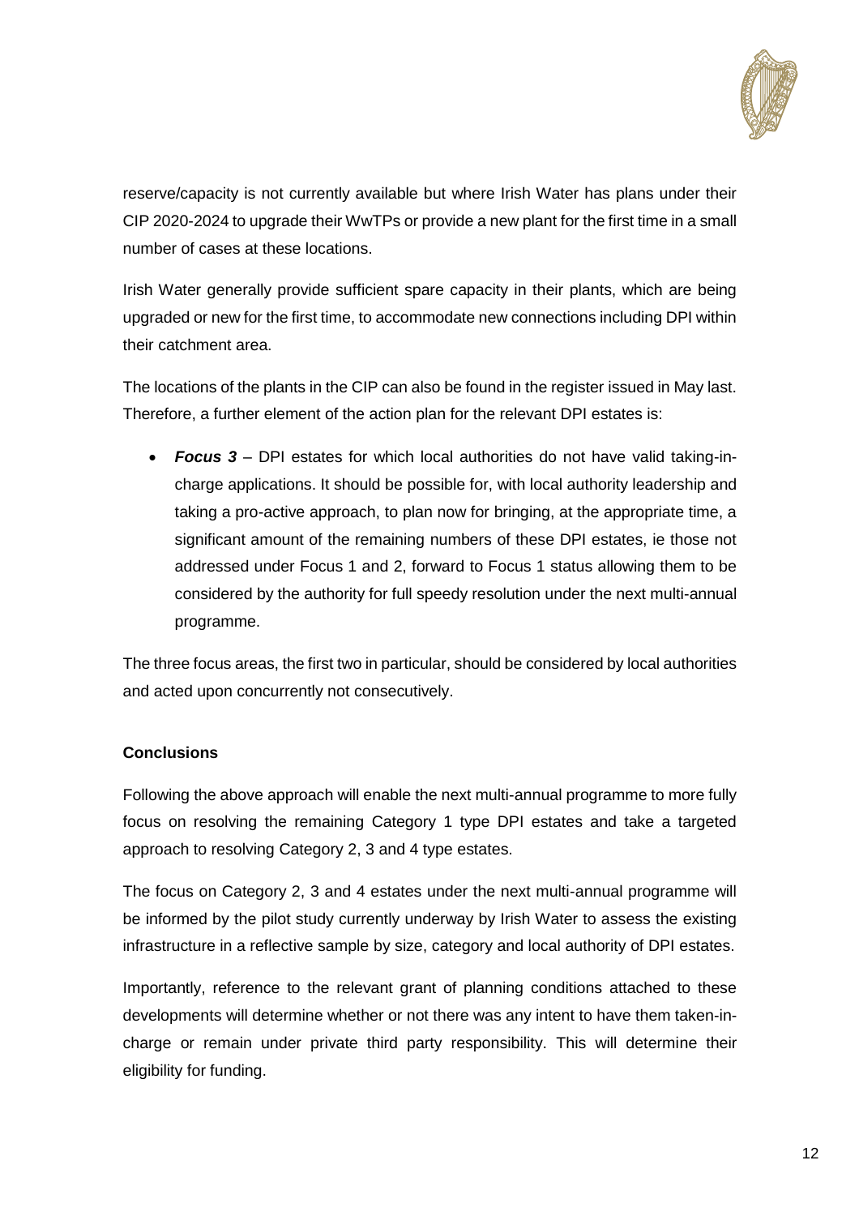reserve/capacity is not currently available but where Irish Water has plans under their CIP 2020-2024 to upgrade their WwTPs or provide a new plant for the first time in a small number of cases at these locations.

Irish Water generally provide sufficient spare capacity in their plants, which are being upgraded or new for the first time, to accommodate new connections including DPI within their catchment area.

The locations of the plants in the CIP can also be found in the register issued in May last. Therefore, a further element of the action plan for the relevant DPI estates is:

- ***Focus 3*** – DPI estates for which local authorities do not have valid taking-in-charge applications. It should be possible for, with local authority leadership and taking a pro-active approach, to plan now for bringing, at the appropriate time, a significant amount of the remaining numbers of these DPI estates, ie those not addressed under Focus 1 and 2, forward to Focus 1 status allowing them to be considered by the authority for full speedy resolution under the next multi-annual programme.

The three focus areas, the first two in particular, should be considered by local authorities and acted upon concurrently not consecutively.

**Conclusions**

Following the above approach will enable the next multi-annual programme to more fully focus on resolving the remaining Category 1 type DPI estates and take a targeted approach to resolving Category 2, 3 and 4 type estates.

The focus on Category 2, 3 and 4 estates under the next multi-annual programme will be informed by the pilot study currently underway by Irish Water to assess the existing infrastructure in a reflective sample by size, category and local authority of DPI estates.

Importantly, reference to the relevant grant of planning conditions attached to these developments will determine whether or not there was any intent to have them taken-in-charge or remain under private third party responsibility. This will determine their eligibility for funding.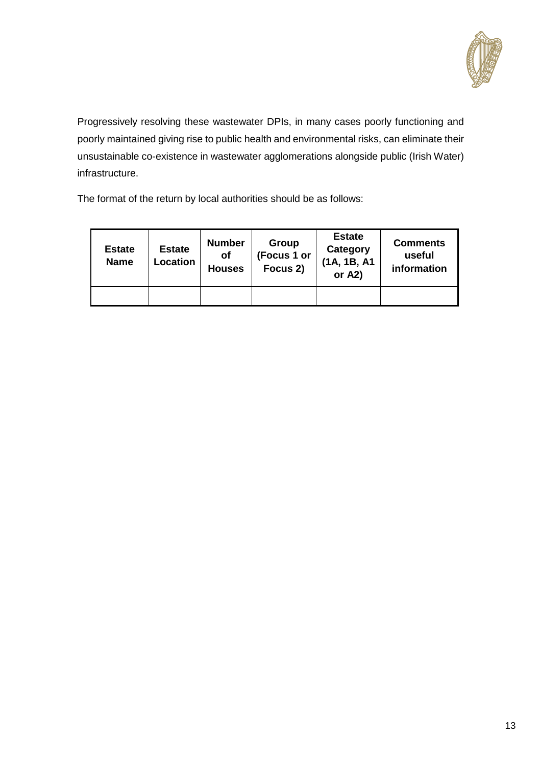Progressively resolving these wastewater DPIs, in many cases poorly functioning and poorly maintained giving rise to public health and environmental risks, can eliminate their unsustainable co-existence in wastewater agglomerations alongside public (Irish Water) infrastructure.

The format of the return by local authorities should be as follows:

| Estate Name | Estate Location | Number of Houses | Group (Focus 1 or Focus 2) | Estate Category (1A, 1B, A1 or A2) | Comments useful information |
|---|---|---|---|---|---|
| | | | | | |